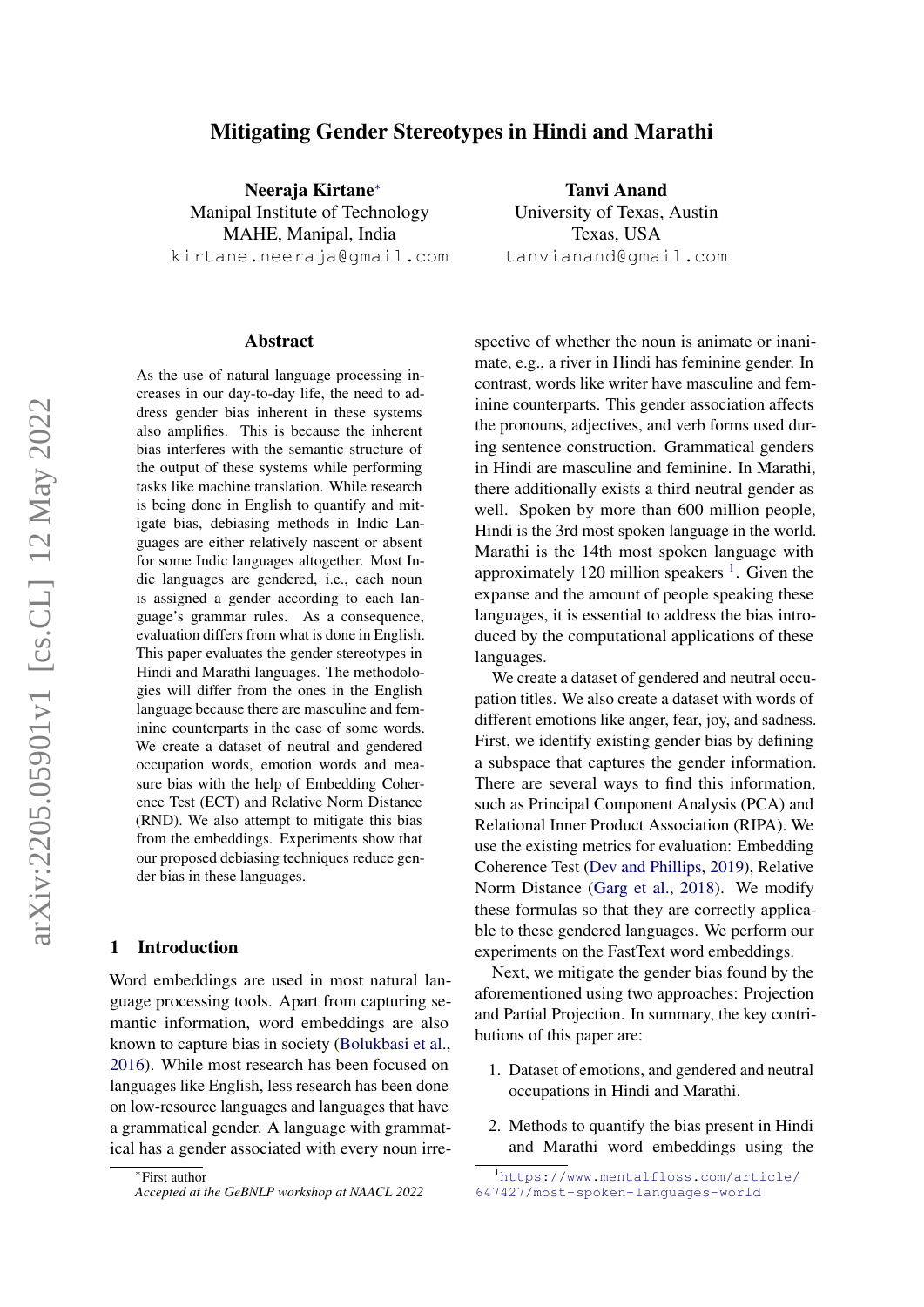# Mitigating Gender Stereotypes in Hindi and Marathi

**Neeraja Kirtane***
Manipal Institute of Technology
MAHE, Manipal, India
kirtane.neeraja@gmail.com

**Tanvi Anand**
University of Texas, Austin
Texas, USA
tanvianand@gmail.com

## Abstract

As the use of natural language processing increases in our day-to-day life, the need to address gender bias inherent in these systems also amplifies. This is because the inherent bias interferes with the semantic structure of the output of these systems while performing tasks like machine translation. While research is being done in English to quantify and mitigate bias, debiasing methods in Indic Languages are either relatively nascent or absent for some Indic languages altogether. Most Indic languages are gendered, i.e., each noun is assigned a gender according to each language's grammar rules. As a consequence, evaluation differs from what is done in English. This paper evaluates the gender stereotypes in Hindi and Marathi languages. The methodologies will differ from the ones in the English language because there are masculine and feminine counterparts in the case of some words. We create a dataset of neutral and gendered occupation words, emotion words and measure bias with the help of Embedding Coherence Test (ECT) and Relative Norm Distance (RND). We also attempt to mitigate this bias from the embeddings. Experiments show that our proposed debiasing techniques reduce gender bias in these languages.

## 1 Introduction

Word embeddings are used in most natural language processing tools. Apart from capturing semantic information, word embeddings are also known to capture bias in society (Bolukbasi et al., 2016). While most research has been focused on languages like English, less research has been done on low-resource languages and languages that have a grammatical gender. A language with grammatical has a gender associated with every noun irrespective of whether the noun is animate or inanimate, e.g., a river in Hindi has feminine gender. In contrast, words like writer have masculine and feminine counterparts. This gender association affects the pronouns, adjectives, and verb forms used during sentence construction. Grammatical genders in Hindi are masculine and feminine. In Marathi, there additionally exists a third neutral gender as well. Spoken by more than 600 million people, Hindi is the 3rd most spoken language in the world. Marathi is the 14th most spoken language with approximately 120 million speakers [1]. Given the expanse and the amount of people speaking these languages, it is essential to address the bias introduced by the computational applications of these languages.

We create a dataset of gendered and neutral occupation titles. We also create a dataset with words of different emotions like anger, fear, joy, and sadness. First, we identify existing gender bias by defining a subspace that captures the gender information. There are several ways to find this information, such as Principal Component Analysis (PCA) and Relational Inner Product Association (RIPA). We use the existing metrics for evaluation: Embedding Coherence Test (Dev and Phillips, 2019), Relative Norm Distance (Garg et al., 2018). We modify these formulas so that they are correctly applicable to these gendered languages. We perform our experiments on the FastText word embeddings.

Next, we mitigate the gender bias found by the aforementioned using two approaches: Projection and Partial Projection. In summary, the key contributions of this paper are:

1. Dataset of emotions, and gendered and neutral occupations in Hindi and Marathi.
2. Methods to quantify the bias present in Hindi and Marathi word embeddings using the

---

*First author
*Accepted at the GeBNLP workshop at NAACL 2022*

[1] https://www.mentalfloss.com/article/647427/most-spoken-languages-world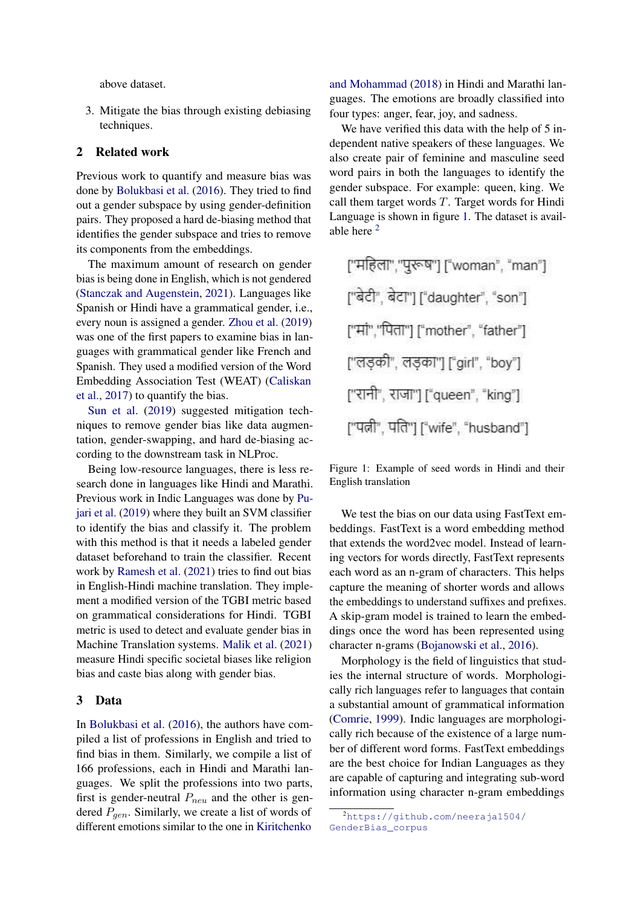above dataset.

3. Mitigate the bias through existing debiasing techniques.

## 2 Related work

Previous work to quantify and measure bias was done by Bolukbasi et al. (2016). They tried to find out a gender subspace by using gender-definition pairs. They proposed a hard de-biasing method that identifies the gender subspace and tries to remove its components from the embeddings.

The maximum amount of research on gender bias is being done in English, which is not gendered (Stanczak and Augenstein, 2021). Languages like Spanish or Hindi have a grammatical gender, i.e., every noun is assigned a gender. Zhou et al. (2019) was one of the first papers to examine bias in languages with grammatical gender like French and Spanish. They used a modified version of the Word Embedding Association Test (WEAT) (Caliskan et al., 2017) to quantify the bias.

Sun et al. (2019) suggested mitigation techniques to remove gender bias like data augmentation, gender-swapping, and hard de-biasing according to the downstream task in NLProc.

Being low-resource languages, there is less research done in languages like Hindi and Marathi. Previous work in Indic Languages was done by Pujari et al. (2019) where they built an SVM classifier to identify the bias and classify it. The problem with this method is that it needs a labeled gender dataset beforehand to train the classifier. Recent work by Ramesh et al. (2021) tries to find out bias in English-Hindi machine translation. They implement a modified version of the TGBI metric based on grammatical considerations for Hindi. TGBI metric is used to detect and evaluate gender bias in Machine Translation systems. Malik et al. (2021) measure Hindi specific societal biases like religion bias and caste bias along with gender bias.

## 3 Data

In Bolukbasi et al. (2016), the authors have compiled a list of professions in English and tried to find bias in them. Similarly, we compile a list of 166 professions, each in Hindi and Marathi languages. We split the professions into two parts, first is gender-neutral $P_{neu}$ and the other is gendered $P_{gen}$. Similarly, we create a list of words of different emotions similar to the one in Kiritchenko and Mohammad (2018) in Hindi and Marathi languages. The emotions are broadly classified into four types: anger, fear, joy, and sadness.

We have verified this data with the help of 5 independent native speakers of these languages. We also create pair of feminine and masculine seed word pairs in both the languages to identify the gender subspace. For example: queen, king. We call them target words $T$. Target words for Hindi Language is shown in figure 1. The dataset is available here [2]

["महिला","पुरूष"] ["woman", "man"]

["बेटी", बेटा"] ["daughter", "son"]

["मां","पिता"] ["mother", "father"]

["लड़की", लड़का"] ["girl", "boy"]

["रानी", राजा"] ["queen", "king"]

["पत्नी", पति"] ["wife", "husband"]

Figure 1: Example of seed words in Hindi and their English translation

We test the bias on our data using FastText embeddings. FastText is a word embedding method that extends the word2vec model. Instead of learning vectors for words directly, FastText represents each word as an n-gram of characters. This helps capture the meaning of shorter words and allows the embeddings to understand suffixes and prefixes. A skip-gram model is trained to learn the embeddings once the word has been represented using character n-grams (Bojanowski et al., 2016).

Morphology is the field of linguistics that studies the internal structure of words. Morphologically rich languages refer to languages that contain a substantial amount of grammatical information (Comrie, 1999). Indic languages are morphologically rich because of the existence of a large number of different word forms. FastText embeddings are the best choice for Indian Languages as they are capable of capturing and integrating sub-word information using character n-gram embeddings

[2] https://github.com/neeraja1504/GenderBias_corpus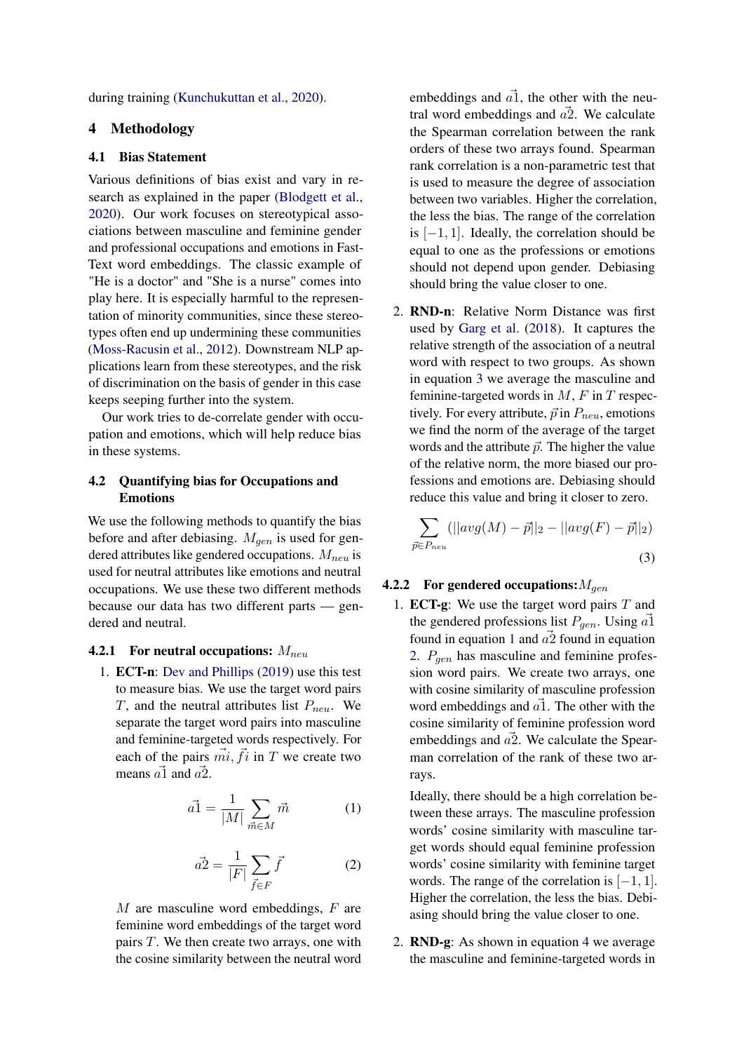during training (Kunchukuttan et al., 2020).

# 4 Methodology

## 4.1 Bias Statement

Various definitions of bias exist and vary in research as explained in the paper (Blodgett et al., 2020). Our work focuses on stereotypical associations between masculine and feminine gender and professional occupations and emotions in FastText word embeddings. The classic example of "He is a doctor" and "She is a nurse" comes into play here. It is especially harmful to the representation of minority communities, since these stereotypes often end up undermining these communities (Moss-Racusin et al., 2012). Downstream NLP applications learn from these stereotypes, and the risk of discrimination on the basis of gender in this case keeps seeping further into the system.

Our work tries to de-correlate gender with occupation and emotions, which will help reduce bias in these systems.

## 4.2 Quantifying bias for Occupations and Emotions

We use the following methods to quantify the bias before and after debiasing. $M_{gen}$ is used for gendered attributes like gendered occupations. $M_{neu}$ is used for neutral attributes like emotions and neutral occupations. We use these two different methods because our data has two different parts — gendered and neutral.

### 4.2.1 For neutral occupations: $M_{neu}$

1. **ECT-n**: Dev and Phillips (2019) use this test to measure bias. We use the target word pairs $T$, and the neutral attributes list $P_{neu}$. We separate the target word pairs into masculine and feminine-targeted words respectively. For each of the pairs $\vec{mi}, \vec{fi}$ in $T$ we create two means $\vec{a1}$ and $\vec{a2}$.

$$\vec{a1} = \frac{1}{|M|} \sum_{\vec{m} \in M} \vec{m} \tag{1}$$

$$\vec{a2} = \frac{1}{|F|} \sum_{\vec{f} \in F} \vec{f} \tag{2}$$

   $M$ are masculine word embeddings, $F$ are feminine word embeddings of the target word pairs $T$. We then create two arrays, one with the cosine similarity between the neutral word embeddings and $\vec{a1}$, the other with the neutral word embeddings and $\vec{a2}$. We calculate the Spearman correlation between the rank orders of these two arrays found. Spearman rank correlation is a non-parametric test that is used to measure the degree of association between two variables. Higher the correlation, the less the bias. The range of the correlation is $[-1, 1]$. Ideally, the correlation should be equal to one as the professions or emotions should not depend upon gender. Debiasing should bring the value closer to one.

2. **RND-n**: Relative Norm Distance was first used by Garg et al. (2018). It captures the relative strength of the association of a neutral word with respect to two groups. As shown in equation 3 we average the masculine and feminine-targeted words in $M$, $F$ in $T$ respectively. For every attribute, $\vec{p}$ in $P_{neu}$, emotions we find the norm of the average of the target words and the attribute $\vec{p}$. The higher the value of the relative norm, the more biased our professions and emotions are. Debiasing should reduce this value and bring it closer to zero.

$$\sum_{\vec{p} \in P_{neu}} (||avg(M) - \vec{p}||_2 - ||avg(F) - \vec{p}||_2) \tag{3}$$

### 4.2.2 For gendered occupations: $M_{gen}$

1. **ECT-g**: We use the target word pairs $T$ and the gendered professions list $P_{gen}$. Using $\vec{a1}$ found in equation 1 and $\vec{a2}$ found in equation 2. $P_{gen}$ has masculine and feminine profession word pairs. We create two arrays, one with cosine similarity of masculine profession word embeddings and $\vec{a1}$. The other with the cosine similarity of feminine profession word embeddings and $\vec{a2}$. We calculate the Spearman correlation of the rank of these two arrays.

   Ideally, there should be a high correlation between these arrays. The masculine profession words' cosine similarity with masculine target words should equal feminine profession words' cosine similarity with feminine target words. The range of the correlation is $[-1, 1]$. Higher the correlation, the less the bias. Debiasing should bring the value closer to one.

2. **RND-g**: As shown in equation 4 we average the masculine and feminine-targeted words in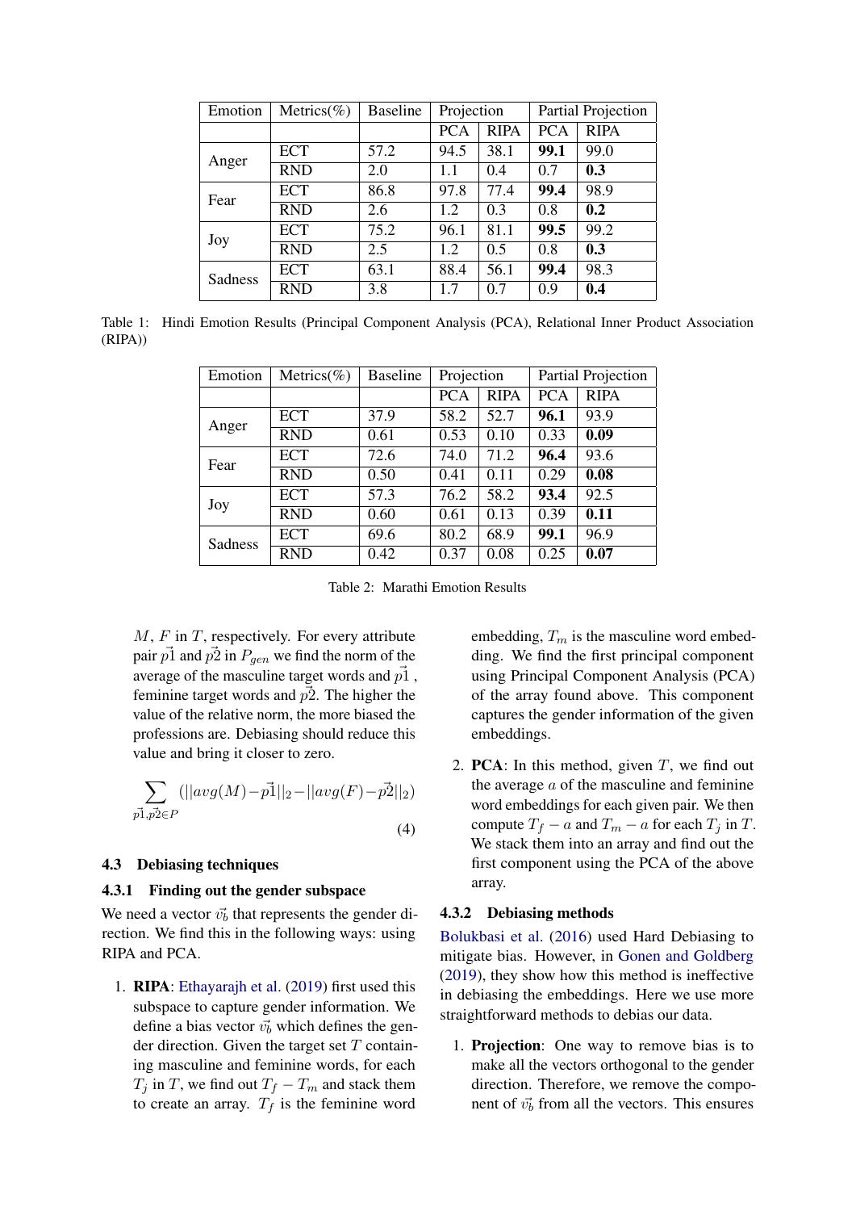| Emotion | Metrics(%) | Baseline | Projection | | Partial Projection | |
|---|---|---|---|---|---|---|
| | | | PCA | RIPA | PCA | RIPA |
| Anger | ECT | 57.2 | 94.5 | 38.1 | **99.1** | 99.0 |
| | RND | 2.0 | 1.1 | 0.4 | 0.7 | **0.3** |
| Fear | ECT | 86.8 | 97.8 | 77.4 | **99.4** | 98.9 |
| | RND | 2.6 | 1.2 | 0.3 | 0.8 | **0.2** |
| Joy | ECT | 75.2 | 96.1 | 81.1 | **99.5** | 99.2 |
| | RND | 2.5 | 1.2 | 0.5 | 0.8 | **0.3** |
| Sadness | ECT | 63.1 | 88.4 | 56.1 | **99.4** | 98.3 |
| | RND | 3.8 | 1.7 | 0.7 | 0.9 | **0.4** |

Table 1: Hindi Emotion Results (Principal Component Analysis (PCA), Relational Inner Product Association (RIPA))

| Emotion | Metrics(%) | Baseline | Projection | | Partial Projection | |
|---|---|---|---|---|---|---|
| | | | PCA | RIPA | PCA | RIPA |
| Anger | ECT | 37.9 | 58.2 | 52.7 | **96.1** | 93.9 |
| | RND | 0.61 | 0.53 | 0.10 | 0.33 | **0.09** |
| Fear | ECT | 72.6 | 74.0 | 71.2 | **96.4** | 93.6 |
| | RND | 0.50 | 0.41 | 0.11 | 0.29 | **0.08** |
| Joy | ECT | 57.3 | 76.2 | 58.2 | **93.4** | 92.5 |
| | RND | 0.60 | 0.61 | 0.13 | 0.39 | **0.11** |
| Sadness | ECT | 69.6 | 80.2 | 68.9 | **99.1** | 96.9 |
| | RND | 0.42 | 0.37 | 0.08 | 0.25 | **0.07** |

Table 2: Marathi Emotion Results

$M$, $F$ in $T$, respectively. For every attribute pair $\vec{p1}$ and $\vec{p2}$ in $P_{gen}$ we find the norm of the average of the masculine target words and $\vec{p1}$ , feminine target words and $\vec{p2}$. The higher the value of the relative norm, the more biased the professions are. Debiasing should reduce this value and bring it closer to zero.

$$\sum_{\vec{p1},\vec{p2}\in P} (||avg(M)-\vec{p1}||_2-||avg(F)-\vec{p2}||_2) \quad (4)$$

### 4.3 Debiasing techniques

#### 4.3.1 Finding out the gender subspace

We need a vector $\vec{v_b}$ that represents the gender direction. We find this in the following ways: using RIPA and PCA.

1. **RIPA**: Ethayarajh et al. (2019) first used this subspace to capture gender information. We define a bias vector $\vec{v_b}$ which defines the gender direction. Given the target set $T$ containing masculine and feminine words, for each $T_j$ in $T$, we find out $T_f - T_m$ and stack them to create an array. $T_f$ is the feminine word embedding, $T_m$ is the masculine word embedding. We find the first principal component using Principal Component Analysis (PCA) of the array found above. This component captures the gender information of the given embeddings.

2. **PCA**: In this method, given $T$, we find out the average $a$ of the masculine and feminine word embeddings for each given pair. We then compute $T_f - a$ and $T_m - a$ for each $T_j$ in $T$. We stack them into an array and find out the first component using the PCA of the above array.

#### 4.3.2 Debiasing methods

Bolukbasi et al. (2016) used Hard Debiasing to mitigate bias. However, in Gonen and Goldberg (2019), they show how this method is ineffective in debiasing the embeddings. Here we use more straightforward methods to debias our data.

1. **Projection**: One way to remove bias is to make all the vectors orthogonal to the gender direction. Therefore, we remove the component of $\vec{v_b}$ from all the vectors. This ensures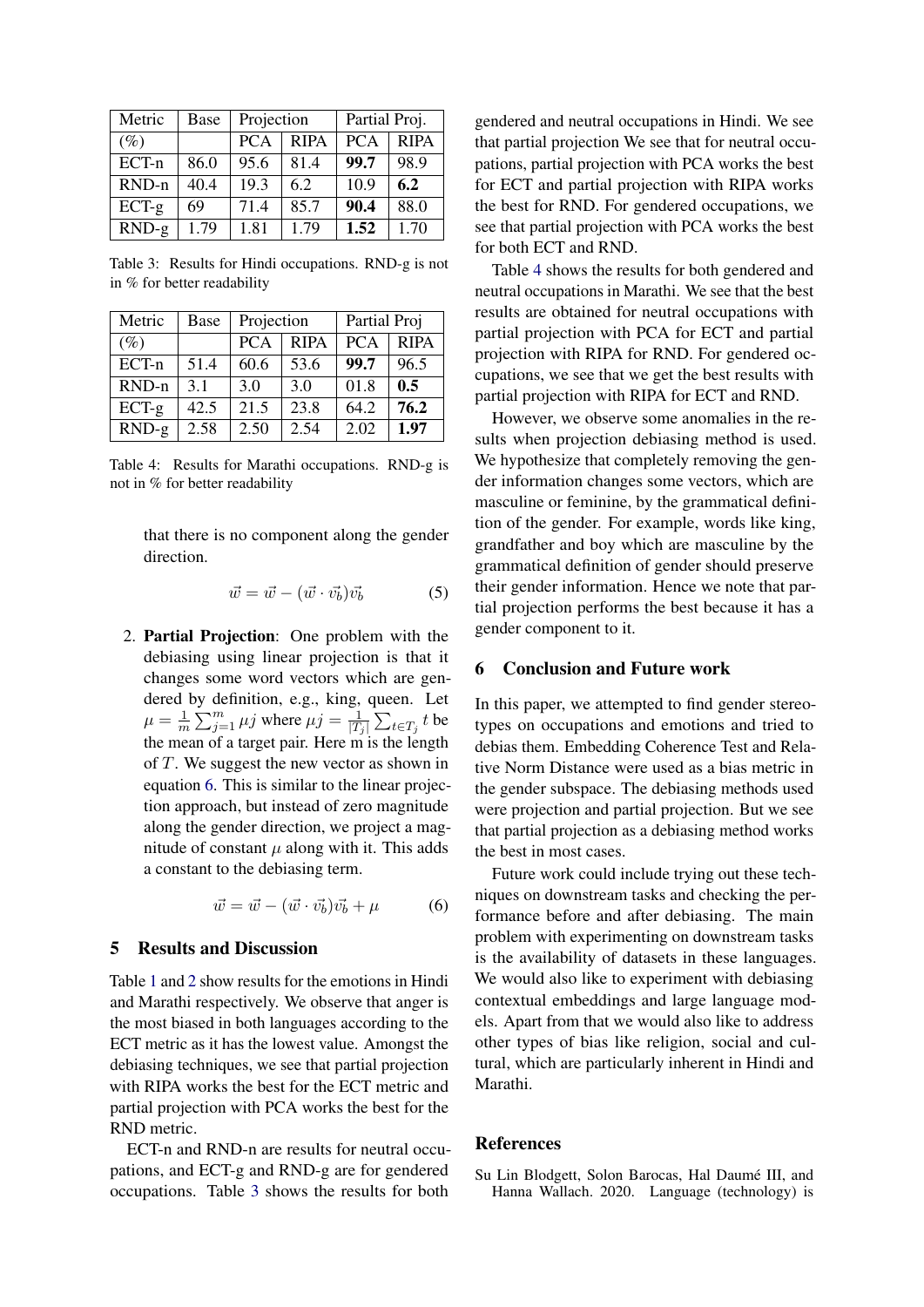| Metric | Base | Projection | | Partial Proj. | |
|---|---|---|---|---|---|
| (%) | | PCA | RIPA | PCA | RIPA |
| ECT-n | 86.0 | 95.6 | 81.4 | **99.7** | 98.9 |
| RND-n | 40.4 | 19.3 | 6.2 | 10.9 | **6.2** |
| ECT-g | 69 | 71.4 | 85.7 | **90.4** | 88.0 |
| RND-g | 1.79 | 1.81 | 1.79 | **1.52** | 1.70 |

Table 3: Results for Hindi occupations. RND-g is not in % for better readability

| Metric | Base | Projection | | Partial Proj | |
|---|---|---|---|---|---|
| (%) | | PCA | RIPA | PCA | RIPA |
| ECT-n | 51.4 | 60.6 | 53.6 | **99.7** | 96.5 |
| RND-n | 3.1 | 3.0 | 3.0 | 01.8 | **0.5** |
| ECT-g | 42.5 | 21.5 | 23.8 | 64.2 | **76.2** |
| RND-g | 2.58 | 2.50 | 2.54 | 2.02 | **1.97** |

Table 4: Results for Marathi occupations. RND-g is not in % for better readability

that there is no component along the gender direction.

$$\vec{w} = \vec{w} - (\vec{w} \cdot \vec{v_b})\vec{v_b} \tag{5}$$

2. **Partial Projection**: One problem with the debiasing using linear projection is that it changes some word vectors which are gendered by definition, e.g., king, queen. Let $\mu = \frac{1}{m}\sum_{j=1}^{m} \mu j$ where $\mu j = \frac{1}{|T_j|}\sum_{t \in T_j} t$ be the mean of a target pair. Here m is the length of $T$. We suggest the new vector as shown in equation 6. This is similar to the linear projection approach, but instead of zero magnitude along the gender direction, we project a magnitude of constant $\mu$ along with it. This adds a constant to the debiasing term.

$$\vec{w} = \vec{w} - (\vec{w} \cdot \vec{v_b})\vec{v_b} + \mu \tag{6}$$

## 5 Results and Discussion

Table 1 and 2 show results for the emotions in Hindi and Marathi respectively. We observe that anger is the most biased in both languages according to the ECT metric as it has the lowest value. Amongst the debiasing techniques, we see that partial projection with RIPA works the best for the ECT metric and partial projection with PCA works the best for the RND metric.

ECT-n and RND-n are results for neutral occupations, and ECT-g and RND-g are for gendered occupations. Table 3 shows the results for both gendered and neutral occupations in Hindi. We see that partial projection We see that for neutral occupations, partial projection with PCA works the best for ECT and partial projection with RIPA works the best for RND. For gendered occupations, we see that partial projection with PCA works the best for both ECT and RND.

Table 4 shows the results for both gendered and neutral occupations in Marathi. We see that the best results are obtained for neutral occupations with partial projection with PCA for ECT and partial projection with RIPA for RND. For gendered occupations, we see that we get the best results with partial projection with RIPA for ECT and RND.

However, we observe some anomalies in the results when projection debiasing method is used. We hypothesize that completely removing the gender information changes some vectors, which are masculine or feminine, by the grammatical definition of the gender. For example, words like king, grandfather and boy which are masculine by the grammatical definition of gender should preserve their gender information. Hence we note that partial projection performs the best because it has a gender component to it.

## 6 Conclusion and Future work

In this paper, we attempted to find gender stereotypes on occupations and emotions and tried to debias them. Embedding Coherence Test and Relative Norm Distance were used as a bias metric in the gender subspace. The debiasing methods used were projection and partial projection. But we see that partial projection as a debiasing method works the best in most cases.

Future work could include trying out these techniques on downstream tasks and checking the performance before and after debiasing. The main problem with experimenting on downstream tasks is the availability of datasets in these languages. We would also like to experiment with debiasing contextual embeddings and large language models. Apart from that we would also like to address other types of bias like religion, social and cultural, which are particularly inherent in Hindi and Marathi.

## References

Su Lin Blodgett, Solon Barocas, Hal Daumé III, and Hanna Wallach. 2020. Language (technology) is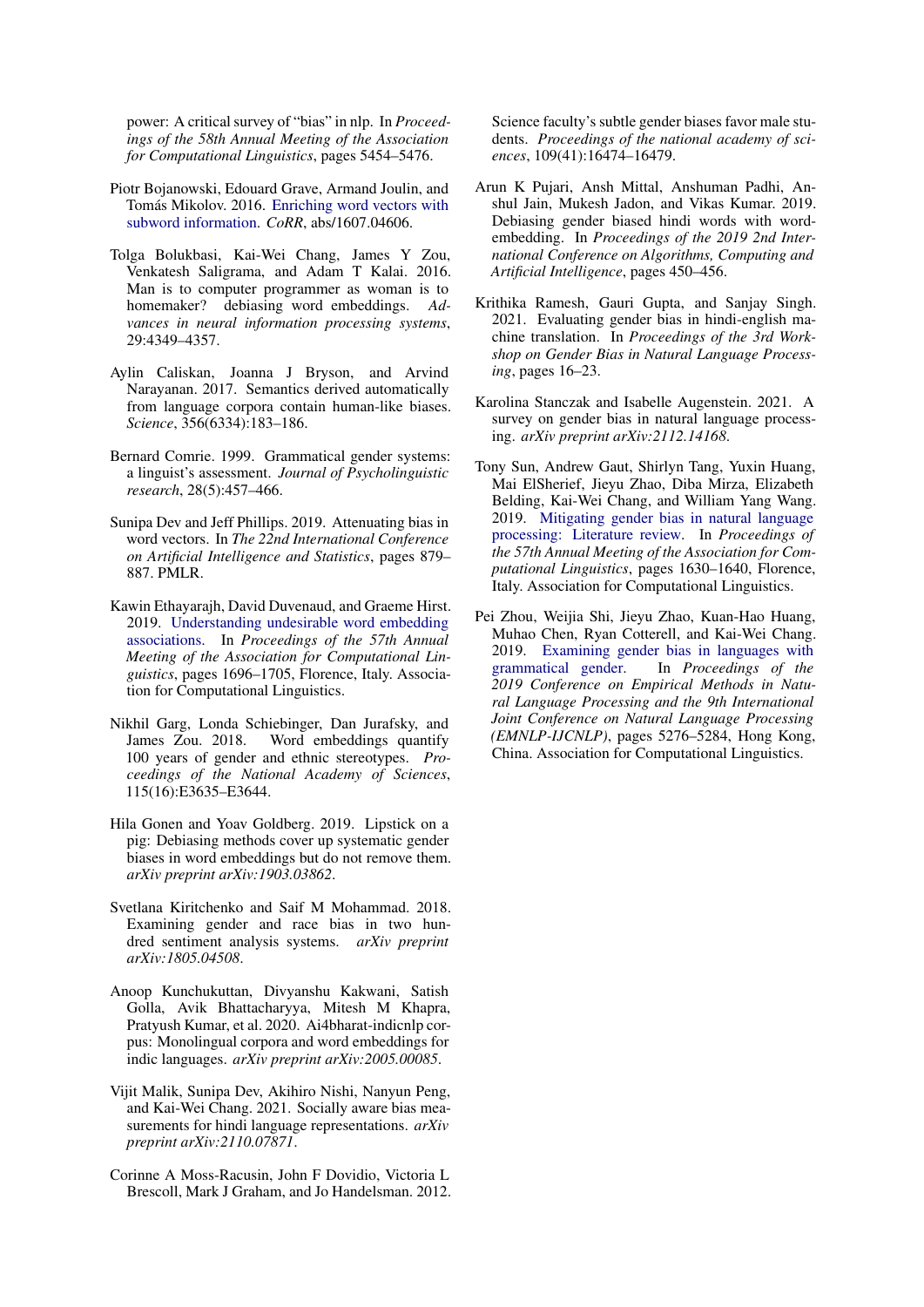power: A critical survey of "bias" in nlp. In *Proceedings of the 58th Annual Meeting of the Association for Computational Linguistics*, pages 5454–5476.

Piotr Bojanowski, Edouard Grave, Armand Joulin, and Tomás Mikolov. 2016. Enriching word vectors with subword information. *CoRR*, abs/1607.04606.

Tolga Bolukbasi, Kai-Wei Chang, James Y Zou, Venkatesh Saligrama, and Adam T Kalai. 2016. Man is to computer programmer as woman is to homemaker? debiasing word embeddings. *Advances in neural information processing systems*, 29:4349–4357.

Aylin Caliskan, Joanna J Bryson, and Arvind Narayanan. 2017. Semantics derived automatically from language corpora contain human-like biases. *Science*, 356(6334):183–186.

Bernard Comrie. 1999. Grammatical gender systems: a linguist's assessment. *Journal of Psycholinguistic research*, 28(5):457–466.

Sunipa Dev and Jeff Phillips. 2019. Attenuating bias in word vectors. In *The 22nd International Conference on Artificial Intelligence and Statistics*, pages 879–887. PMLR.

Kawin Ethayarajh, David Duvenaud, and Graeme Hirst. 2019. Understanding undesirable word embedding associations. In *Proceedings of the 57th Annual Meeting of the Association for Computational Linguistics*, pages 1696–1705, Florence, Italy. Association for Computational Linguistics.

Nikhil Garg, Londa Schiebinger, Dan Jurafsky, and James Zou. 2018. Word embeddings quantify 100 years of gender and ethnic stereotypes. *Proceedings of the National Academy of Sciences*, 115(16):E3635–E3644.

Hila Gonen and Yoav Goldberg. 2019. Lipstick on a pig: Debiasing methods cover up systematic gender biases in word embeddings but do not remove them. *arXiv preprint arXiv:1903.03862*.

Svetlana Kiritchenko and Saif M Mohammad. 2018. Examining gender and race bias in two hundred sentiment analysis systems. *arXiv preprint arXiv:1805.04508*.

Anoop Kunchukuttan, Divyanshu Kakwani, Satish Golla, Avik Bhattacharyya, Mitesh M Khapra, Pratyush Kumar, et al. 2020. Ai4bharat-indicnlp corpus: Monolingual corpora and word embeddings for indic languages. *arXiv preprint arXiv:2005.00085*.

Vijit Malik, Sunipa Dev, Akihiro Nishi, Nanyun Peng, and Kai-Wei Chang. 2021. Socially aware bias measurements for hindi language representations. *arXiv preprint arXiv:2110.07871*.

Corinne A Moss-Racusin, John F Dovidio, Victoria L Brescoll, Mark J Graham, and Jo Handelsman. 2012. Science faculty's subtle gender biases favor male students. *Proceedings of the national academy of sciences*, 109(41):16474–16479.

Arun K Pujari, Ansh Mittal, Anshuman Padhi, Anshul Jain, Mukesh Jadon, and Vikas Kumar. 2019. Debiasing gender biased hindi words with word-embedding. In *Proceedings of the 2019 2nd International Conference on Algorithms, Computing and Artificial Intelligence*, pages 450–456.

Krithika Ramesh, Gauri Gupta, and Sanjay Singh. 2021. Evaluating gender bias in hindi-english machine translation. In *Proceedings of the 3rd Workshop on Gender Bias in Natural Language Processing*, pages 16–23.

Karolina Stanczak and Isabelle Augenstein. 2021. A survey on gender bias in natural language processing. *arXiv preprint arXiv:2112.14168*.

Tony Sun, Andrew Gaut, Shirlyn Tang, Yuxin Huang, Mai ElSherief, Jieyu Zhao, Diba Mirza, Elizabeth Belding, Kai-Wei Chang, and William Yang Wang. 2019. Mitigating gender bias in natural language processing: Literature review. In *Proceedings of the 57th Annual Meeting of the Association for Computational Linguistics*, pages 1630–1640, Florence, Italy. Association for Computational Linguistics.

Pei Zhou, Weijia Shi, Jieyu Zhao, Kuan-Hao Huang, Muhao Chen, Ryan Cotterell, and Kai-Wei Chang. 2019. Examining gender bias in languages with grammatical gender. In *Proceedings of the 2019 Conference on Empirical Methods in Natural Language Processing and the 9th International Joint Conference on Natural Language Processing (EMNLP-IJCNLP)*, pages 5276–5284, Hong Kong, China. Association for Computational Linguistics.